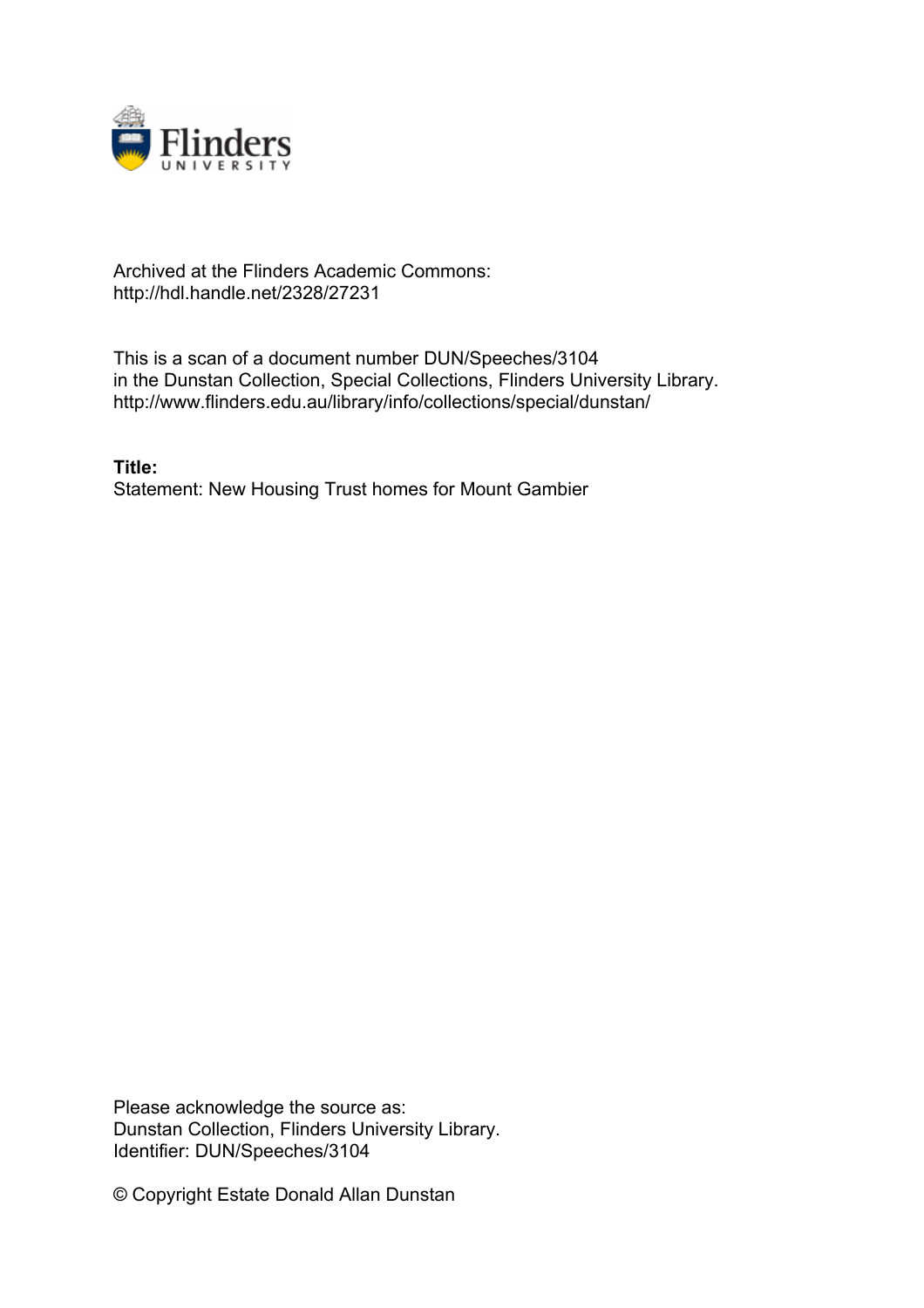Archived at the Flinders Academic Commons:
http://hdl.handle.net/2328/27231

This is a scan of a document number DUN/Speeches/3104
in the Dunstan Collection, Special Collections, Flinders University Library.
http://www.flinders.edu.au/library/info/collections/special/dunstan/

**Title:**
Statement: New Housing Trust homes for Mount Gambier

Please acknowledge the source as:
Dunstan Collection, Flinders University Library.
Identifier: DUN/Speeches/3104

© Copyright Estate Donald Allan Dunstan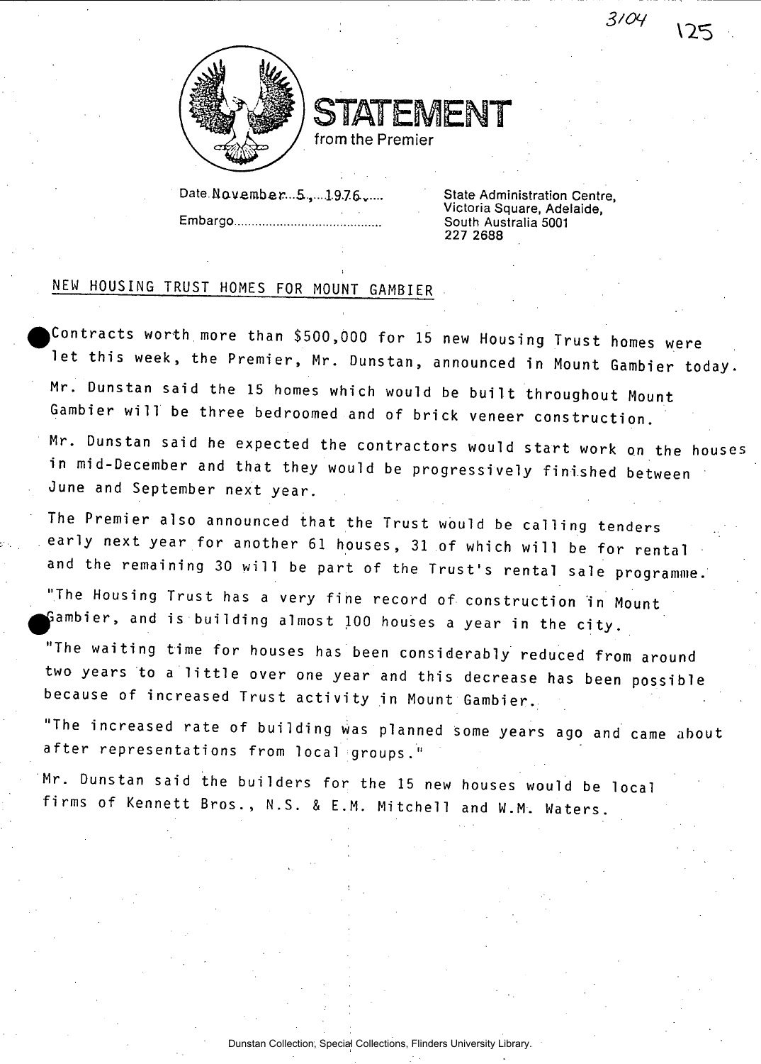# STATEMENT

from the Premier

Date November 5, 1976

Embargo

State Administration Centre,
Victoria Square, Adelaide,
South Australia 5001
227 2688

## NEW HOUSING TRUST HOMES FOR MOUNT GAMBIER

Contracts worth more than $500,000 for 15 new Housing Trust homes were let this week, the Premier, Mr. Dunstan, announced in Mount Gambier today.

Mr. Dunstan said the 15 homes which would be built throughout Mount Gambier will be three bedroomed and of brick veneer construction.

Mr. Dunstan said he expected the contractors would start work on the houses in mid-December and that they would be progressively finished between June and September next year.

The Premier also announced that the Trust would be calling tenders early next year for another 61 houses, 31 of which will be for rental and the remaining 30 will be part of the Trust's rental sale programme.

"The Housing Trust has a very fine record of construction in Mount Gambier, and is building almost 100 houses a year in the city.

"The waiting time for houses has been considerably reduced from around two years to a little over one year and this decrease has been possible because of increased Trust activity in Mount Gambier.

"The increased rate of building was planned some years ago and came about after representations from local groups."

Mr. Dunstan said the builders for the 15 new houses would be local firms of Kennett Bros., N.S. & E.M. Mitchell and W.M. Waters.

Dunstan Collection, Special Collections, Flinders University Library.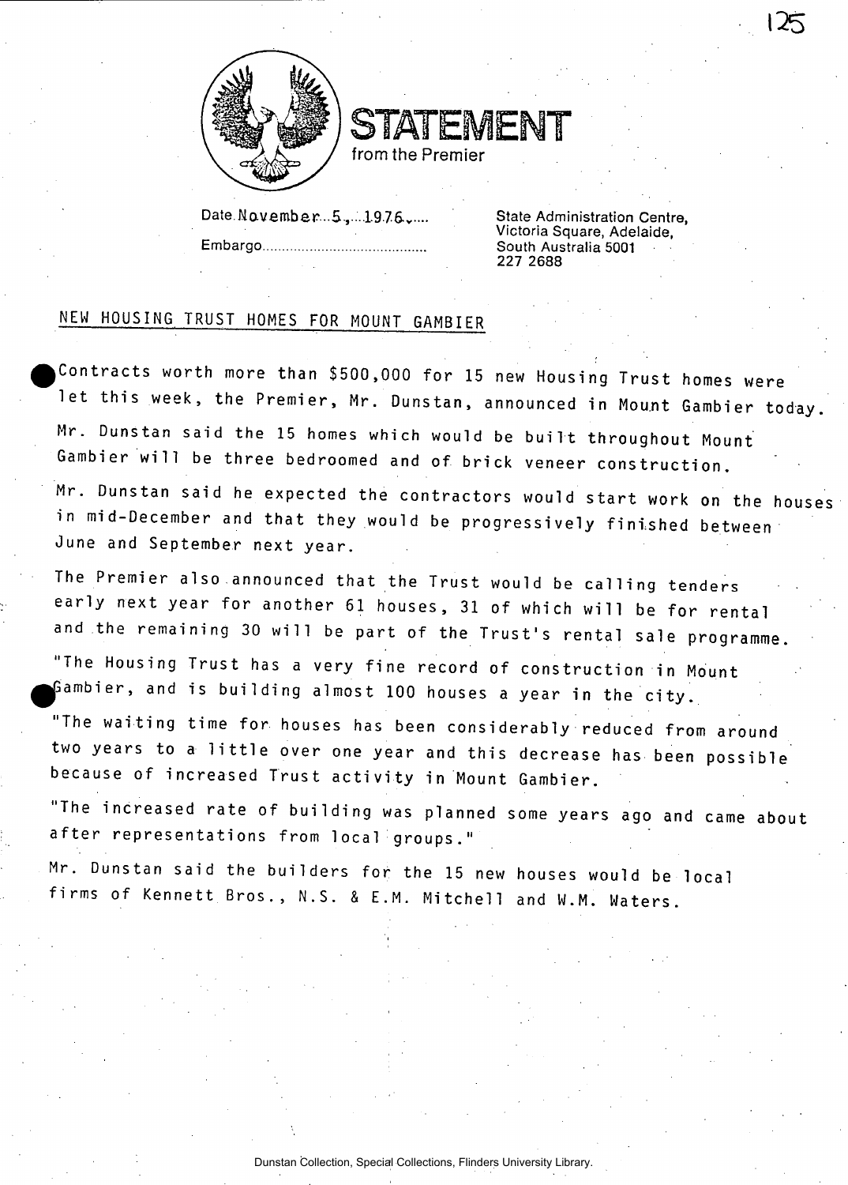# STATEMENT

from the Premier

Date November 5, 1976

Embargo

State Administration Centre,
Victoria Square, Adelaide,
South Australia 5001
227 2688

## NEW HOUSING TRUST HOMES FOR MOUNT GAMBIER

Contracts worth more than $500,000 for 15 new Housing Trust homes were let this week, the Premier, Mr. Dunstan, announced in Mount Gambier today.

Mr. Dunstan said the 15 homes which would be built throughout Mount Gambier will be three bedroomed and of brick veneer construction.

Mr. Dunstan said he expected the contractors would start work on the houses in mid-December and that they would be progressively finished between June and September next year.

The Premier also announced that the Trust would be calling tenders early next year for another 61 houses, 31 of which will be for rental and the remaining 30 will be part of the Trust's rental sale programme.

"The Housing Trust has a very fine record of construction in Mount Gambier, and is building almost 100 houses a year in the city.

"The waiting time for houses has been considerably reduced from around two years to a little over one year and this decrease has been possible because of increased Trust activity in Mount Gambier.

"The increased rate of building was planned some years ago and came about after representations from local groups."

Mr. Dunstan said the builders for the 15 new houses would be local firms of Kennett Bros., N.S. & E.M. Mitchell and W.M. Waters.

Dunstan Collection, Special Collections, Flinders University Library.